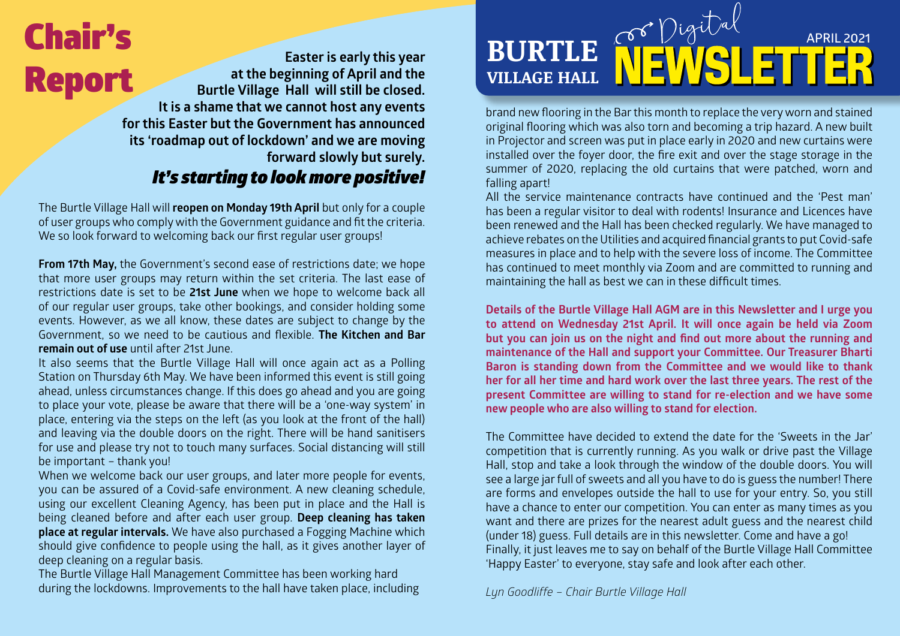# BURTLE VILLAGE HALL Digital NEWSLETTER

APRIL 2021

# Chair's Report

**Easter is early this year at the beginning of April and the Burtle Village Hall will still be closed. It is a shame that we cannot host any events for this Easter but the Government has announced its 'roadmap out of lockdown' and we are moving forward slowly but surely.**

***It's starting to look more positive!***

The Burtle Village Hall will **reopen on Monday 19th April** but only for a couple of user groups who comply with the Government guidance and fit the criteria. We so look forward to welcoming back our first regular user groups!

**From 17th May,** the Government's second ease of restrictions date; we hope that more user groups may return within the set criteria. The last ease of restrictions date is set to be **21st June** when we hope to welcome back all of our regular user groups, take other bookings, and consider holding some events. However, as we all know, these dates are subject to change by the Government, so we need to be cautious and flexible. **The Kitchen and Bar remain out of use** until after 21st June.

It also seems that the Burtle Village Hall will once again act as a Polling Station on Thursday 6th May. We have been informed this event is still going ahead, unless circumstances change. If this does go ahead and you are going to place your vote, please be aware that there will be a 'one-way system' in place, entering via the steps on the left (as you look at the front of the hall) and leaving via the double doors on the right. There will be hand sanitisers for use and please try not to touch many surfaces. Social distancing will still be important – thank you!

When we welcome back our user groups, and later more people for events, you can be assured of a Covid-safe environment. A new cleaning schedule, using our excellent Cleaning Agency, has been put in place and the Hall is being cleaned before and after each user group. **Deep cleaning has taken place at regular intervals.** We have also purchased a Fogging Machine which should give confidence to people using the hall, as it gives another layer of deep cleaning on a regular basis.

The Burtle Village Hall Management Committee has been working hard during the lockdowns. Improvements to the hall have taken place, including brand new flooring in the Bar this month to replace the very worn and stained original flooring which was also torn and becoming a trip hazard. A new built in Projector and screen was put in place early in 2020 and new curtains were installed over the foyer door, the fire exit and over the stage storage in the summer of 2020, replacing the old curtains that were patched, worn and falling apart!

All the service maintenance contracts have continued and the 'Pest man' has been a regular visitor to deal with rodents! Insurance and Licences have been renewed and the Hall has been checked regularly. We have managed to achieve rebates on the Utilities and acquired financial grants to put Covid-safe measures in place and to help with the severe loss of income. The Committee has continued to meet monthly via Zoom and are committed to running and maintaining the hall as best we can in these difficult times.

**Details of the Burtle Village Hall AGM are in this Newsletter and I urge you to attend on Wednesday 21st April. It will once again be held via Zoom but you can join us on the night and find out more about the running and maintenance of the Hall and support your Committee. Our Treasurer Bharti Baron is standing down from the Committee and we would like to thank her for all her time and hard work over the last three years. The rest of the present Committee are willing to stand for re-election and we have some new people who are also willing to stand for election.**

The Committee have decided to extend the date for the 'Sweets in the Jar' competition that is currently running. As you walk or drive past the Village Hall, stop and take a look through the window of the double doors. You will see a large jar full of sweets and all you have to do is guess the number! There are forms and envelopes outside the hall to use for your entry. So, you still have a chance to enter our competition. You can enter as many times as you want and there are prizes for the nearest adult guess and the nearest child (under 18) guess. Full details are in this newsletter. Come and have a go!

Finally, it just leaves me to say on behalf of the Burtle Village Hall Committee 'Happy Easter' to everyone, stay safe and look after each other.

*Lyn Goodliffe – Chair Burtle Village Hall*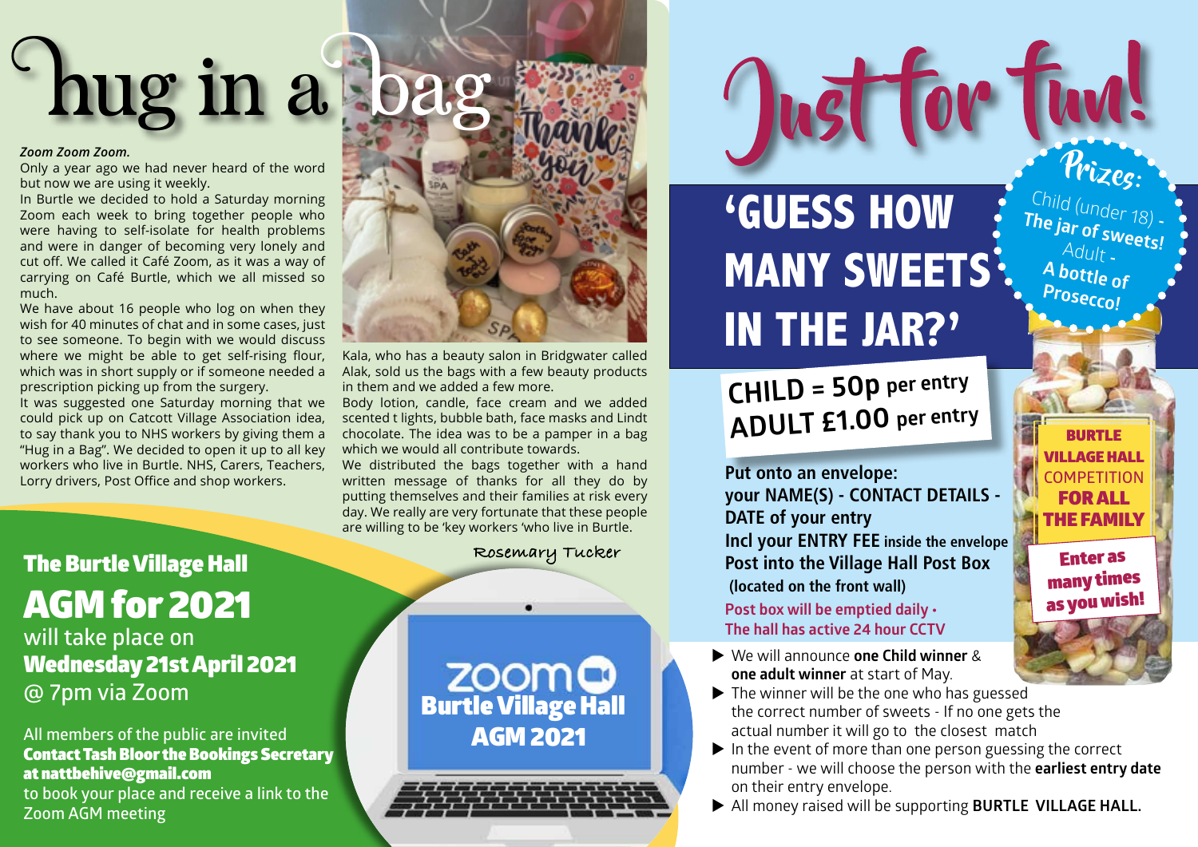# hug in a bag

*Zoom Zoom Zoom.*

Only a year ago we had never heard of the word but now we are using it weekly.

In Burtle we decided to hold a Saturday morning Zoom each week to bring together people who were having to self-isolate for health problems and were in danger of becoming very lonely and cut off. We called it Café Zoom, as it was a way of carrying on Café Burtle, which we all missed so much.

We have about 16 people who log on when they wish for 40 minutes of chat and in some cases, just to see someone. To begin with we would discuss where we might be able to get self-rising flour, which was in short supply or if someone needed a prescription picking up from the surgery.

It was suggested one Saturday morning that we could pick up on Catcott Village Association idea, to say thank you to NHS workers by giving them a "Hug in a Bag". We decided to open it up to all key workers who live in Burtle. NHS, Carers, Teachers, Lorry drivers, Post Office and shop workers.

Kala, who has a beauty salon in Bridgwater called Alak, sold us the bags with a few beauty products in them and we added a few more.

Body lotion, candle, face cream and we added scented t lights, bubble bath, face masks and Lindt chocolate. The idea was to be a pamper in a bag which we would all contribute towards.

We distributed the bags together with a hand written message of thanks for all they do by putting themselves and their families at risk every day. We really are very fortunate that these people are willing to be 'key workers 'who live in Burtle.

Rosemary Tucker

## The Burtle Village Hall AGM for 2021

will take place on **Wednesday 21st April 2021** @ 7pm via Zoom

All members of the public are invited

**Contact Tash Bloor the Bookings Secretary at nattbehive@gmail.com**

to book your place and receive a link to the Zoom AGM meeting

zoom Burtle Village Hall AGM 2021

# Just for fun!

## 'GUESS HOW MANY SWEETS IN THE JAR?'

**Prizes:**
Child (under 18) - **The jar of sweets!**
Adult - **A bottle of Prosecco!**

**CHILD = 50p per entry**
**ADULT £1.00 per entry**

**BURTLE VILLAGE HALL COMPETITION FOR ALL THE FAMILY**

**Enter as many times as you wish!**

**Put onto an envelope:**
**your NAME(S) - CONTACT DETAILS - DATE of your entry**
**Incl your ENTRY FEE inside the envelope**
**Post into the Village Hall Post Box (located on the front wall)**
**Post box will be emptied daily • The hall has active 24 hour CCTV**

- We will announce **one Child winner** & **one adult winner** at start of May.
- The winner will be the one who has guessed the correct number of sweets - If no one gets the actual number it will go to the closest match
- In the event of more than one person guessing the correct number - we will choose the person with the **earliest entry date** on their entry envelope.
- All money raised will be supporting **BURTLE VILLAGE HALL.**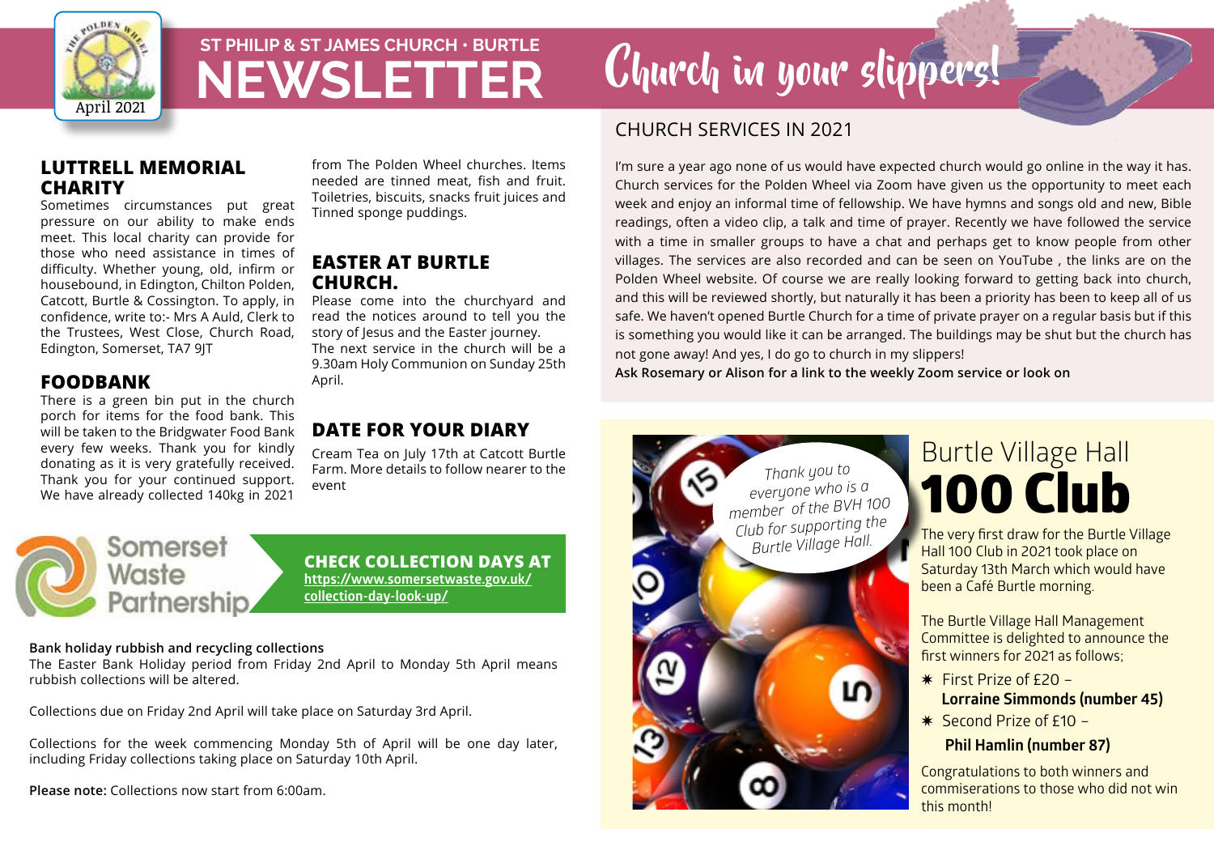April 2021

# ST PHILIP & ST JAMES CHURCH • BURTLE NEWSLETTER

## LUTTRELL MEMORIAL CHARITY

Sometimes circumstances put great pressure on our ability to make ends meet. This local charity can provide for those who need assistance in times of difficulty. Whether young, old, infirm or housebound, in Edington, Chilton Polden, Catcott, Burtle & Cossington. To apply, in confidence, write to:- Mrs A Auld, Clerk to the Trustees, West Close, Church Road, Edington, Somerset, TA7 9JT

## FOODBANK

There is a green bin put in the church porch for items for the food bank. This will be taken to the Bridgwater Food Bank every few weeks. Thank you for kindly donating as it is very gratefully received. Thank you for your continued support. We have already collected 140kg in 2021 from The Polden Wheel churches. Items needed are tinned meat, fish and fruit. Toiletries, biscuits, snacks fruit juices and Tinned sponge puddings.

## EASTER AT BURTLE CHURCH.

Please come into the churchyard and read the notices around to tell you the story of Jesus and the Easter journey.
The next service in the church will be a 9.30am Holy Communion on Sunday 25th April.

## DATE FOR YOUR DIARY

Cream Tea on July 17th at Catcott Burtle Farm. More details to follow nearer to the event

Somerset Waste Partnership

**CHECK COLLECTION DAYS AT**
https://www.somersetwaste.gov.uk/collection-day-look-up/

**Bank holiday rubbish and recycling collections**
The Easter Bank Holiday period from Friday 2nd April to Monday 5th April means rubbish collections will be altered.

Collections due on Friday 2nd April will take place on Saturday 3rd April.

Collections for the week commencing Monday 5th of April will be one day later, including Friday collections taking place on Saturday 10th April.

**Please note:** Collections now start from 6:00am.

# Church in your slippers!

## CHURCH SERVICES IN 2021

I'm sure a year ago none of us would have expected church would go online in the way it has. Church services for the Polden Wheel via Zoom have given us the opportunity to meet each week and enjoy an informal time of fellowship. We have hymns and songs old and new, Bible readings, often a video clip, a talk and time of prayer. Recently we have followed the service with a time in smaller groups to have a chat and perhaps get to know people from other villages. The services are also recorded and can be seen on YouTube , the links are on the Polden Wheel website. Of course we are really looking forward to getting back into church, and this will be reviewed shortly, but naturally it has been a priority has been to keep all of us safe. We haven't opened Burtle Church for a time of private prayer on a regular basis but if this is something you would like it can be arranged. The buildings may be shut but the church has not gone away! And yes, I do go to church in my slippers!
**Ask Rosemary or Alison for a link to the weekly Zoom service or look on**

*Thank you to everyone who is a member of the BVH 100 Club for supporting the Burtle Village Hall.*

## Burtle Village Hall 100 Club

The very first draw for the Burtle Village Hall 100 Club in 2021 took place on Saturday 13th March which would have been a Café Burtle morning.

The Burtle Village Hall Management Committee is delighted to announce the first winners for 2021 as follows;

- First Prize of £20 – **Lorraine Simmonds (number 45)**
- Second Prize of £10 – **Phil Hamlin (number 87)**

Congratulations to both winners and commiserations to those who did not win this month!